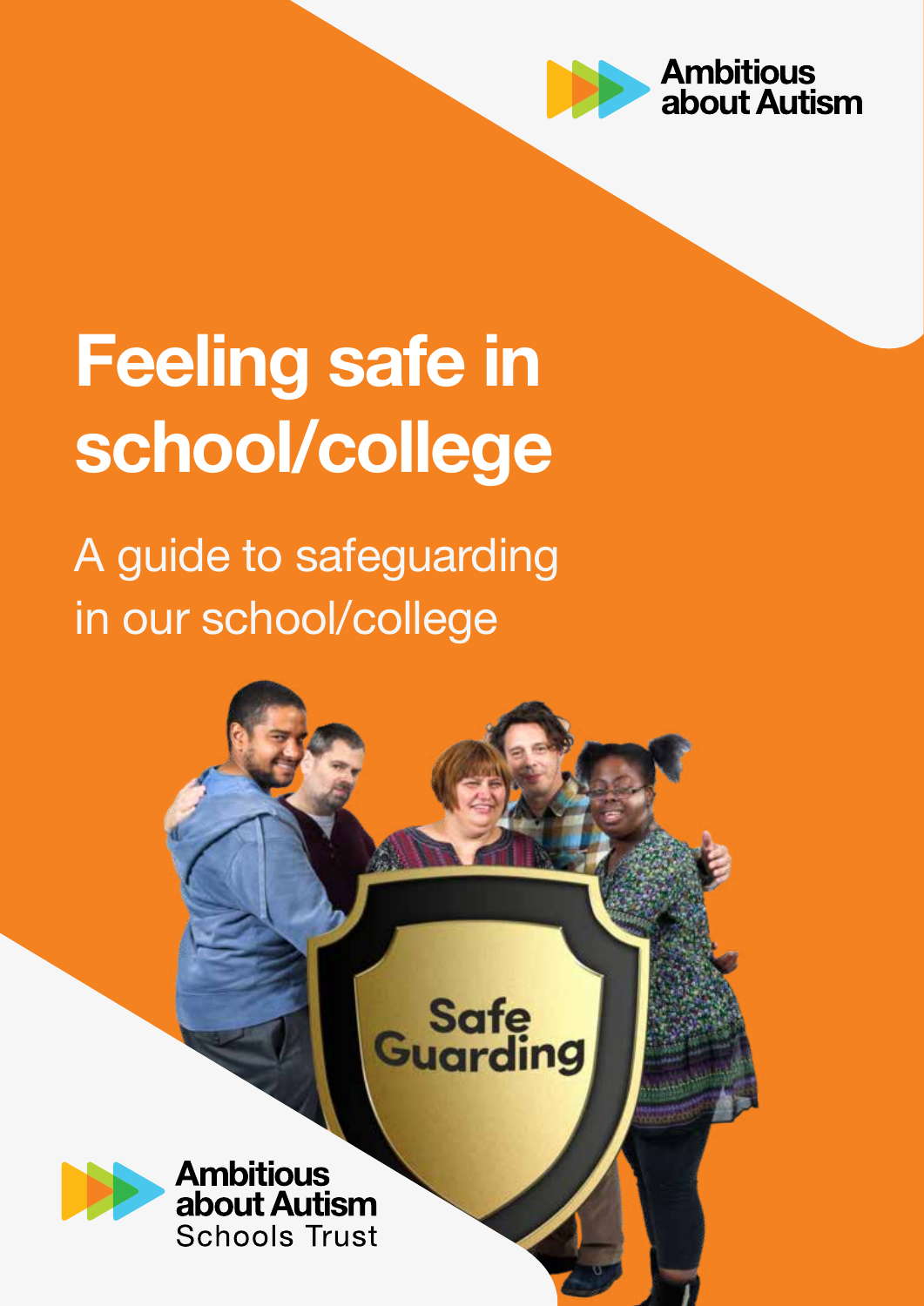Ambitious about Autism

# Feeling safe in school/college

## A guide to safeguarding in our school/college

Ambitious about Autism Schools Trust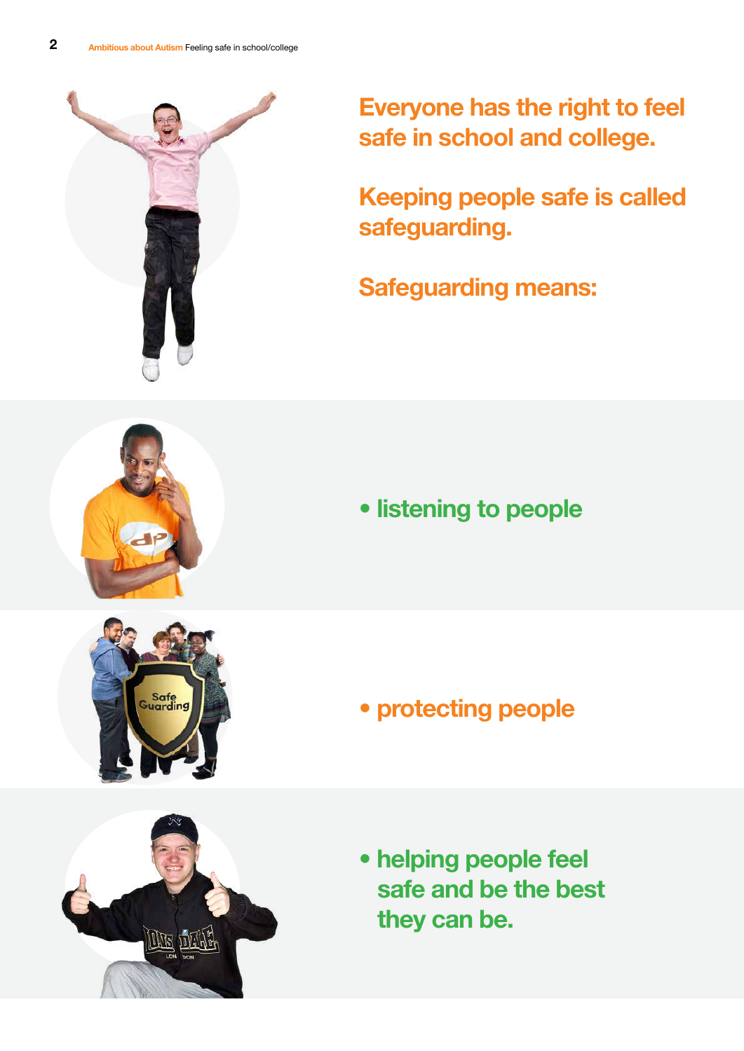**Everyone has the right to feel safe in school and college.**

**Keeping people safe is called safeguarding.**

**Safeguarding means:**

- **listening to people**
- **protecting people**
- **helping people feel safe and be the best they can be.**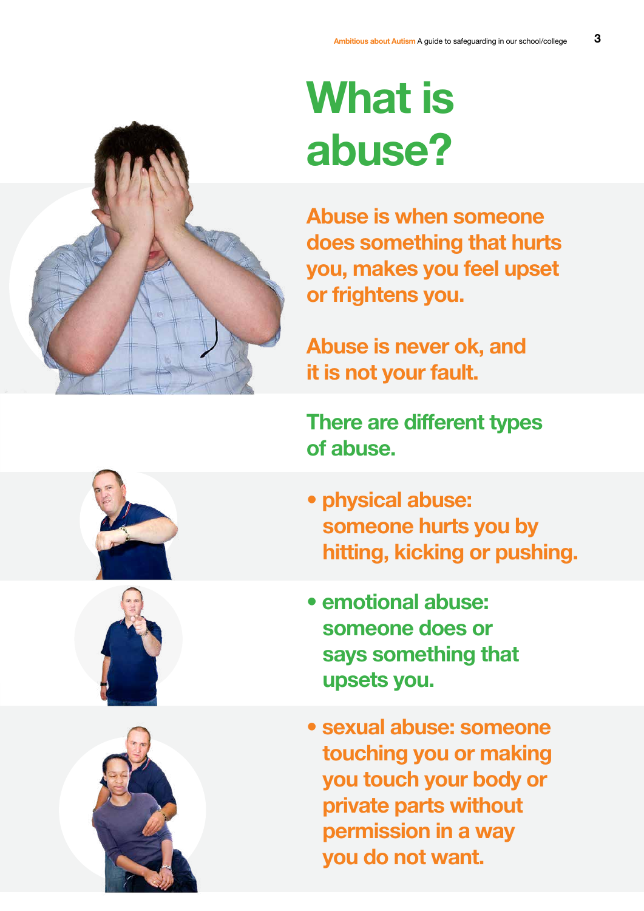# What is abuse?

**Abuse is when someone does something that hurts you, makes you feel upset or frightens you.**

**Abuse is never ok, and it is not your fault.**

**There are different types of abuse.**

- **physical abuse: someone hurts you by hitting, kicking or pushing.**
- **emotional abuse: someone does or says something that upsets you.**
- **sexual abuse: someone touching you or making you touch your body or private parts without permission in a way you do not want.**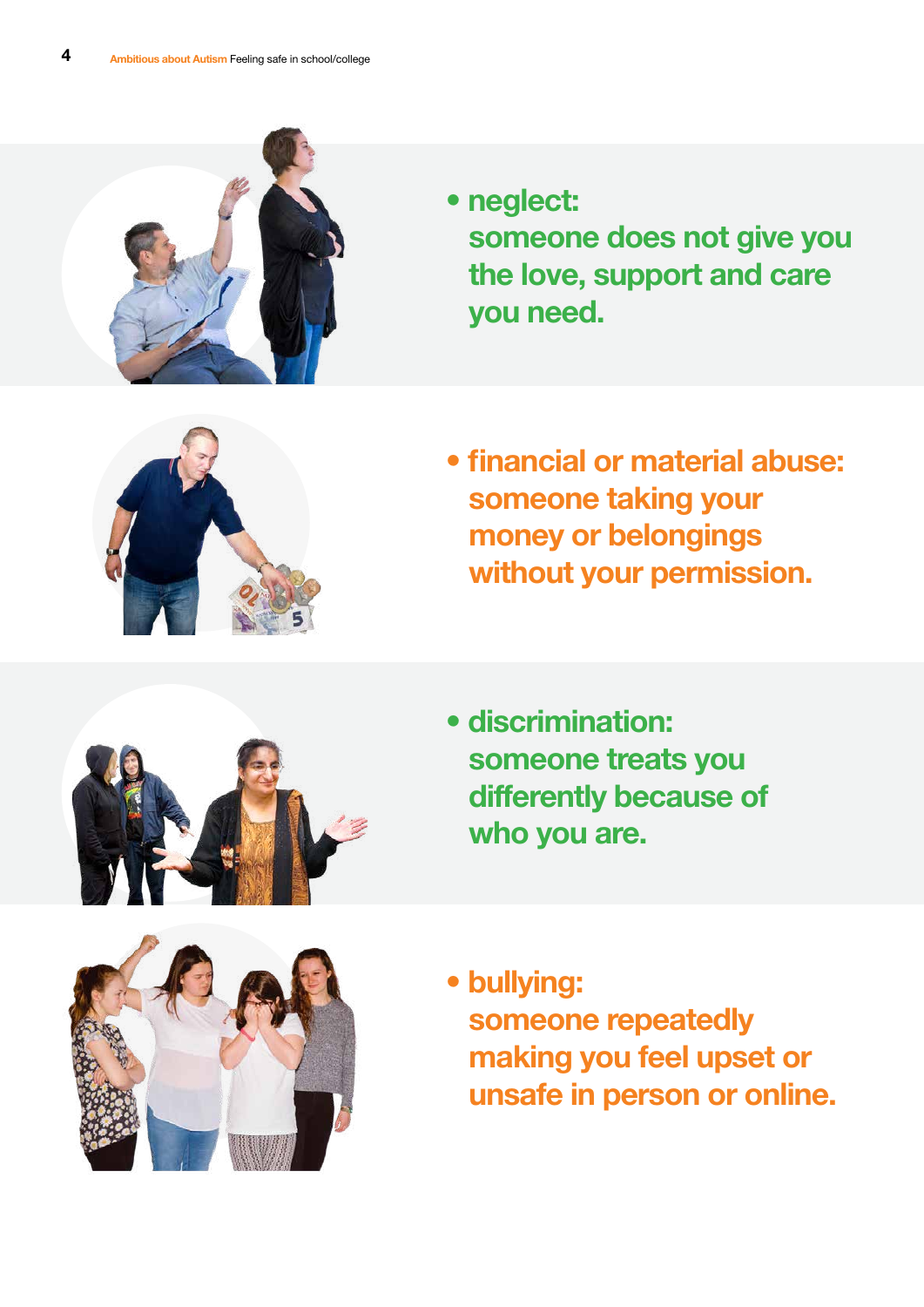- **neglect:**
  **someone does not give you the love, support and care you need.**

- **financial or material abuse:**
  **someone taking your money or belongings without your permission.**

- **discrimination:**
  **someone treats you differently because of who you are.**

- **bullying:**
  **someone repeatedly making you feel upset or unsafe in person or online.**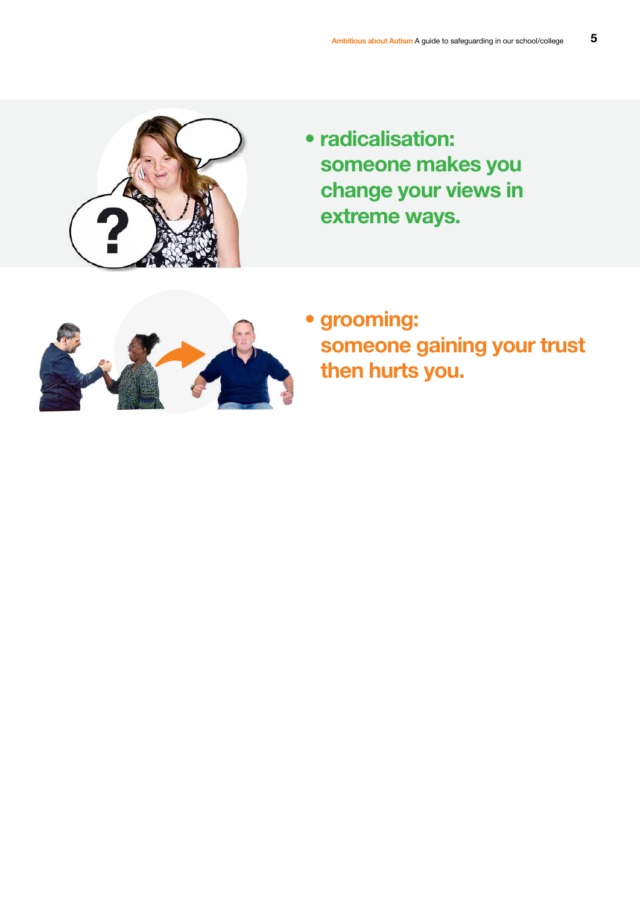- **radicalisation:** **someone makes you change your views in extreme ways.**

- **grooming:** **someone gaining your trust then hurts you.**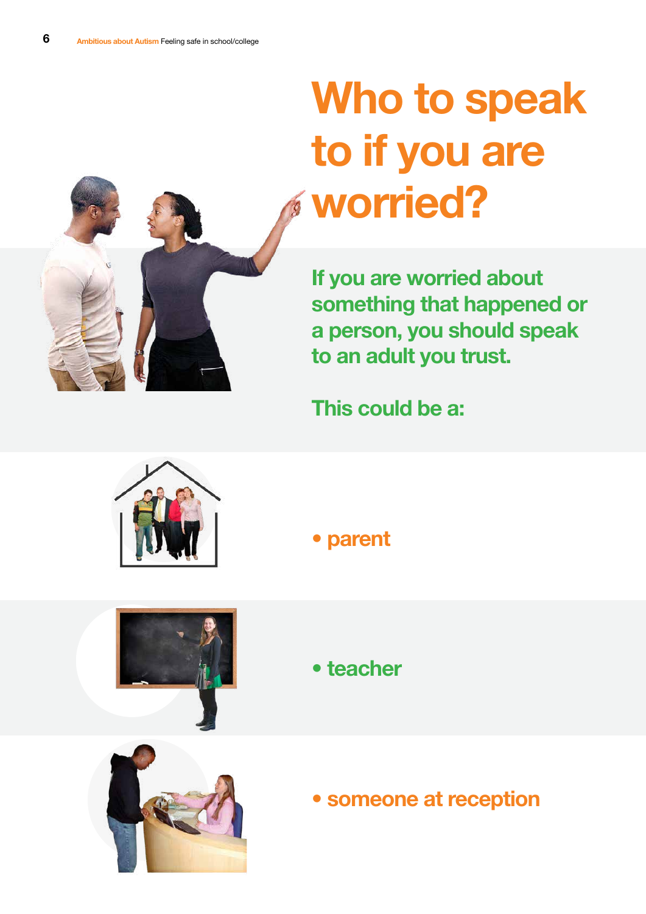# Who to speak to if you are worried?

**If you are worried about something that happened or a person, you should speak to an adult you trust.**

**This could be a:**

- parent
- teacher
- someone at reception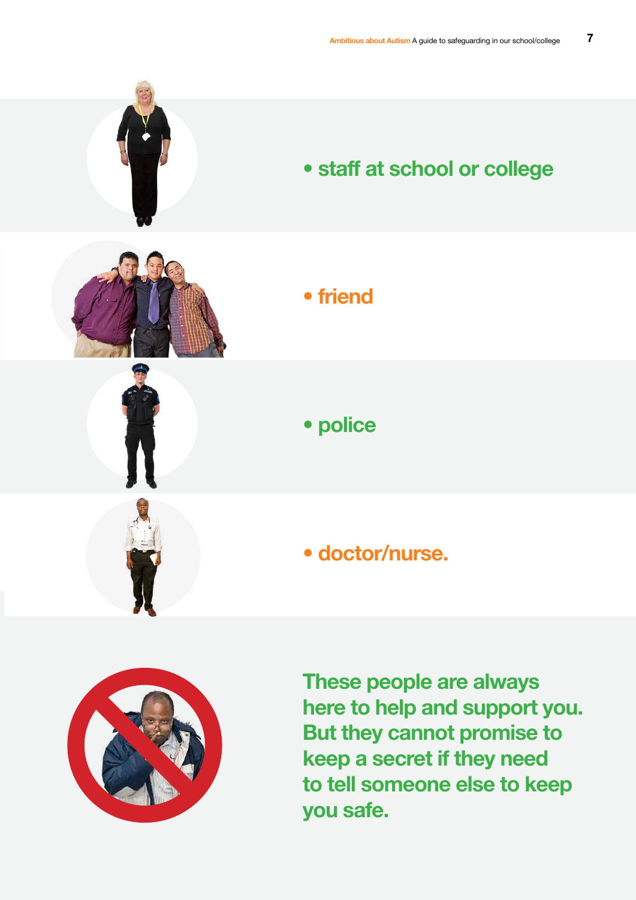- staff at school or college
- friend
- police
- doctor/nurse.

These people are always here to help and support you. But they cannot promise to keep a secret if they need to tell someone else to keep you safe.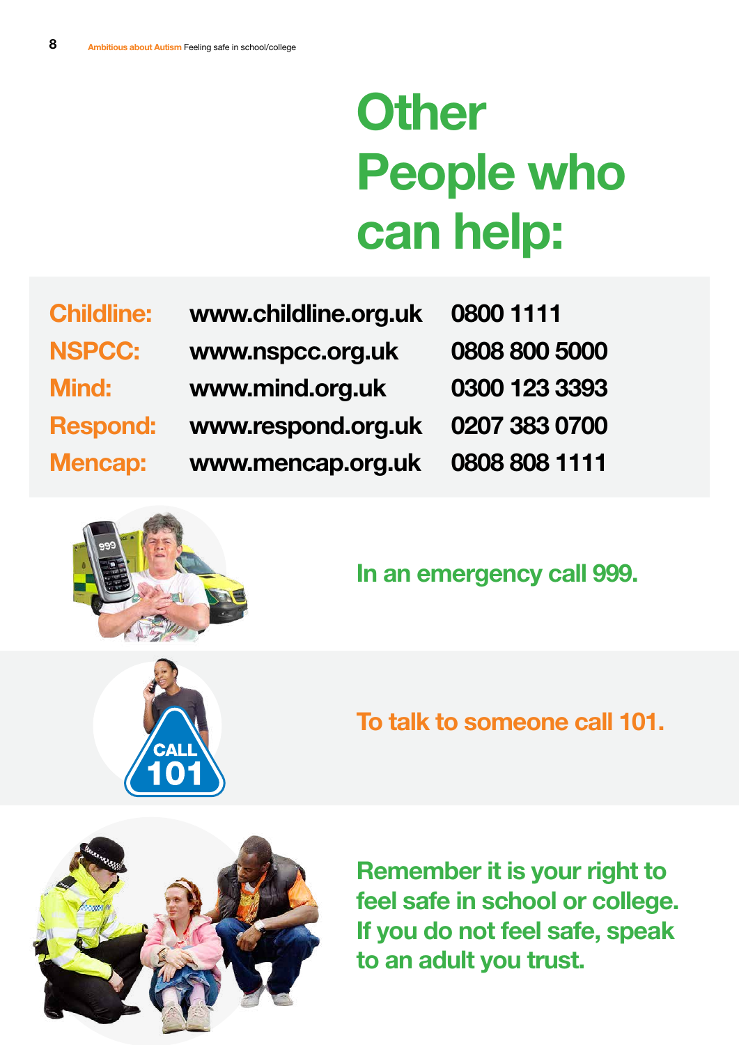# Other People who can help:

| | | |
|---|---|---|
| **Childline:** | **www.childline.org.uk** | **0800 1111** |
| **NSPCC:** | **www.nspcc.org.uk** | **0808 800 5000** |
| **Mind:** | **www.mind.org.uk** | **0300 123 3393** |
| **Respond:** | **www.respond.org.uk** | **0207 383 0700** |
| **Mencap:** | **www.mencap.org.uk** | **0808 808 1111** |

**In an emergency call 999.**

**To talk to someone call 101.**

**Remember it is your right to feel safe in school or college. If you do not feel safe, speak to an adult you trust.**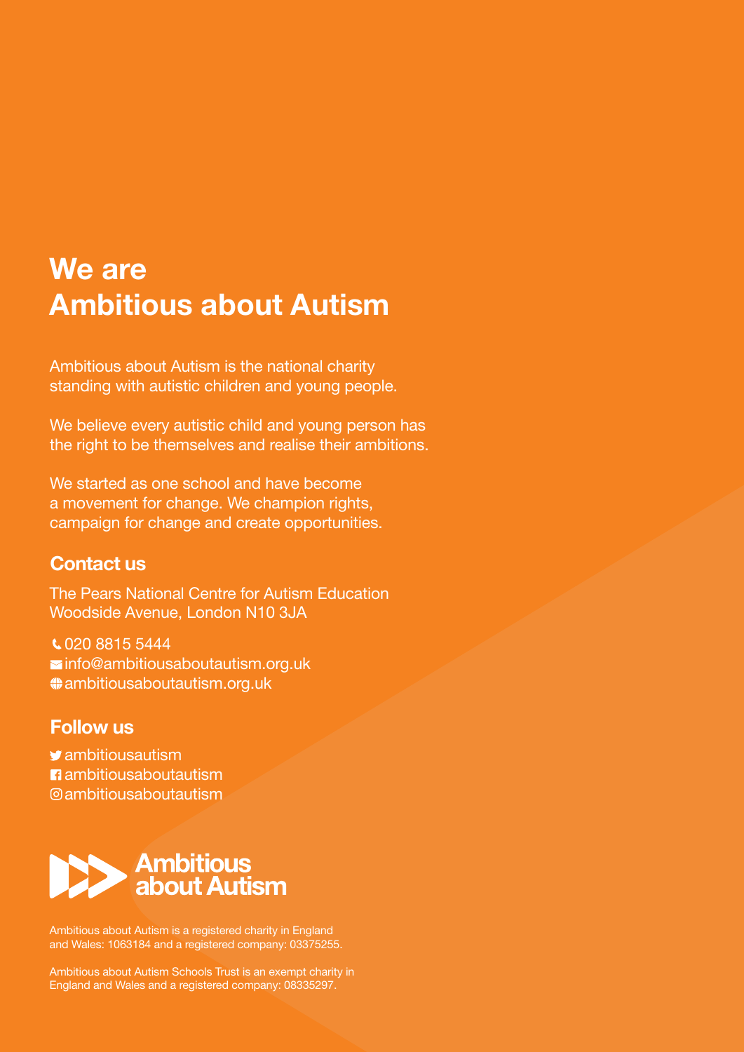# We are Ambitious about Autism

Ambitious about Autism is the national charity standing with autistic children and young people.

We believe every autistic child and young person has the right to be themselves and realise their ambitions.

We started as one school and have become a movement for change. We champion rights, campaign for change and create opportunities.

## Contact us

The Pears National Centre for Autism Education
Woodside Avenue, London N10 3JA

020 8815 5444
info@ambitiousaboutautism.org.uk
ambitiousaboutautism.org.uk

## Follow us

ambitiousautism
ambitiousaboutautism
ambitiousaboutautism

Ambitious about Autism

Ambitious about Autism is a registered charity in England and Wales: 1063184 and a registered company: 03375255.

Ambitious about Autism Schools Trust is an exempt charity in England and Wales and a registered company: 08335297.